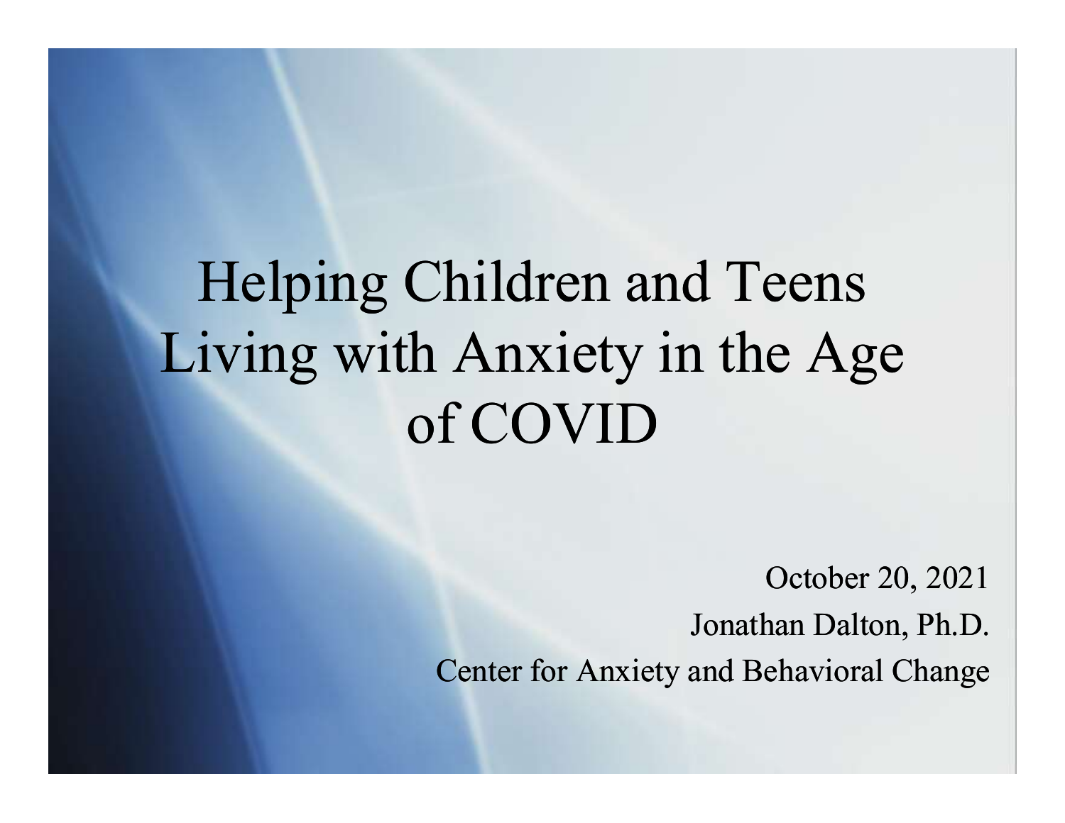# Helping Children and Teens Living with Anxiety in the Age of COVID

October 20, 2021

Jonathan Dalton, Ph.D.

Center for Anxiety and Behavioral Change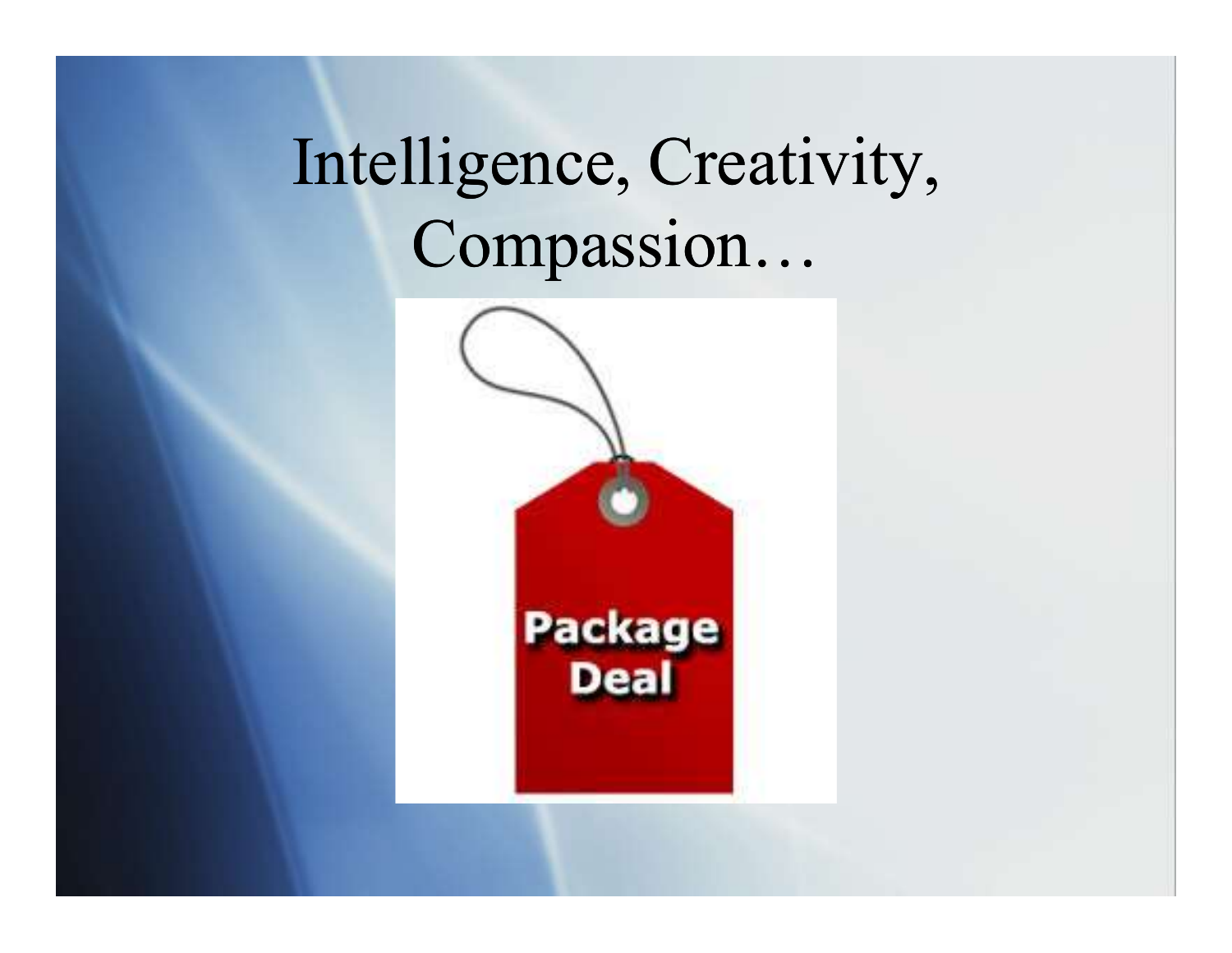# Intelligence, Creativity, Compassion…

Package Deal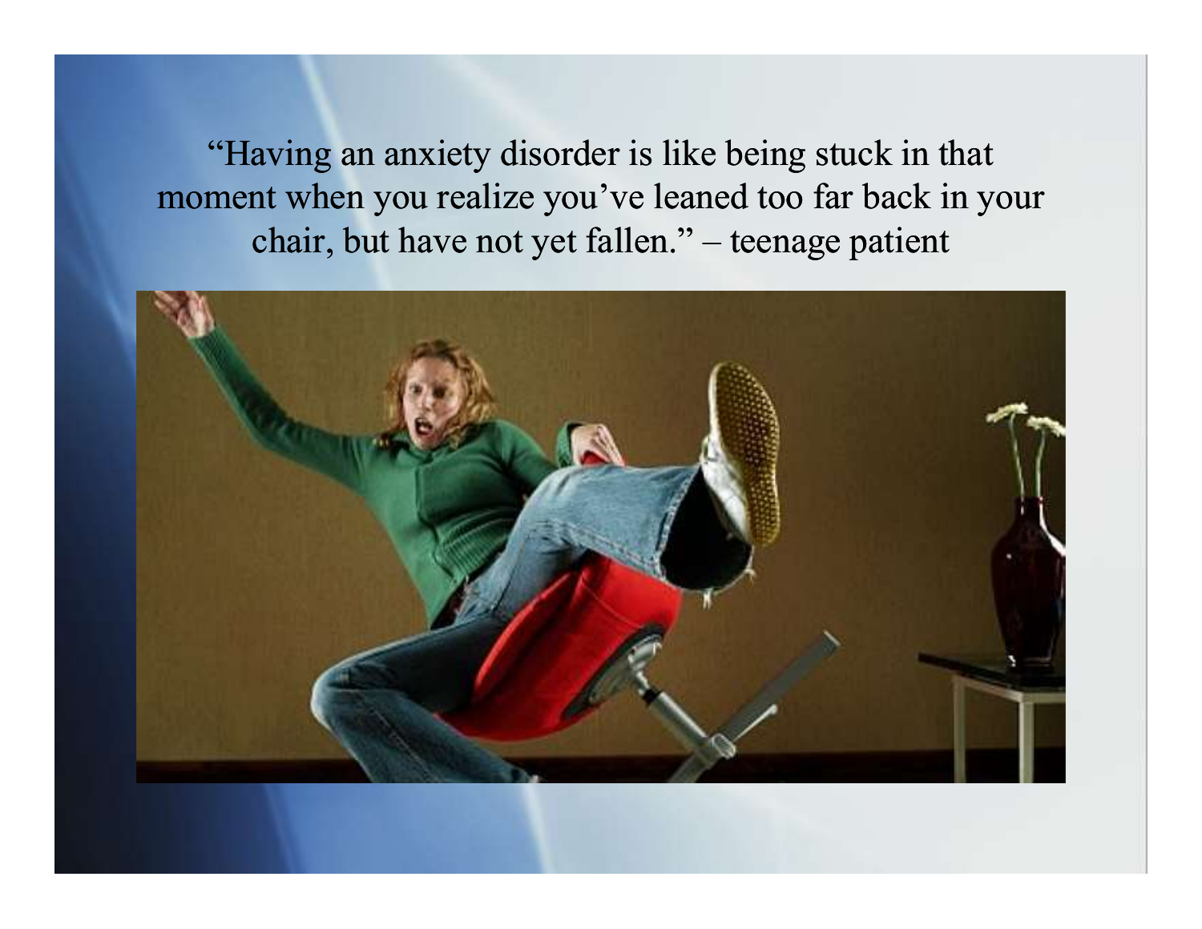"Having an anxiety disorder is like being stuck in that moment when you realize you've leaned too far back in your chair, but have not yet fallen." – teenage patient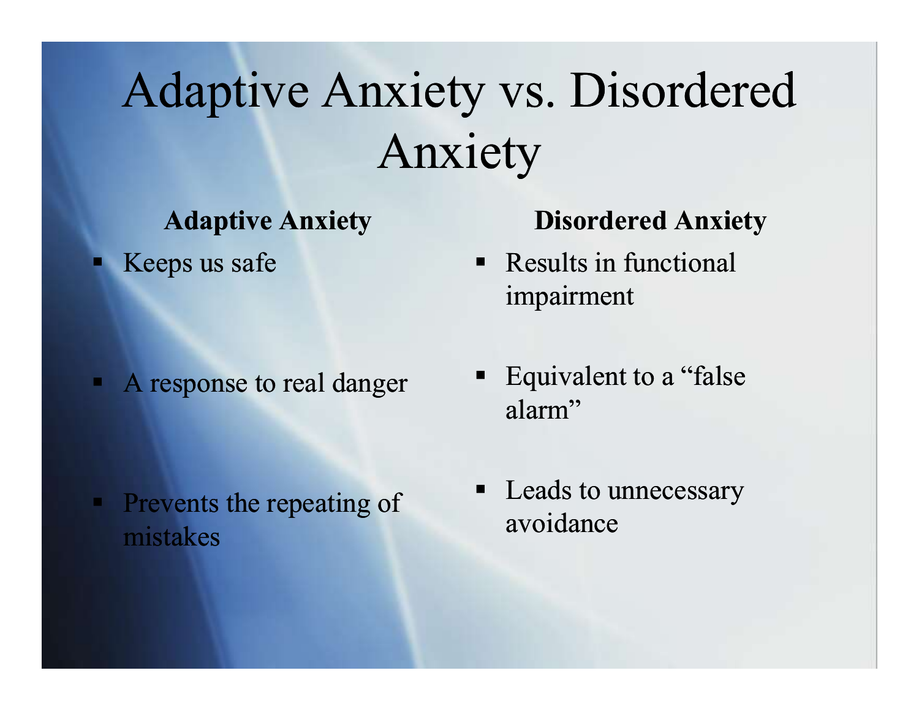# Adaptive Anxiety vs. Disordered Anxiety

**Adaptive Anxiety**

- Keeps us safe
- A response to real danger
- Prevents the repeating of mistakes

**Disordered Anxiety**

- Results in functional impairment
- Equivalent to a "false alarm"
- Leads to unnecessary avoidance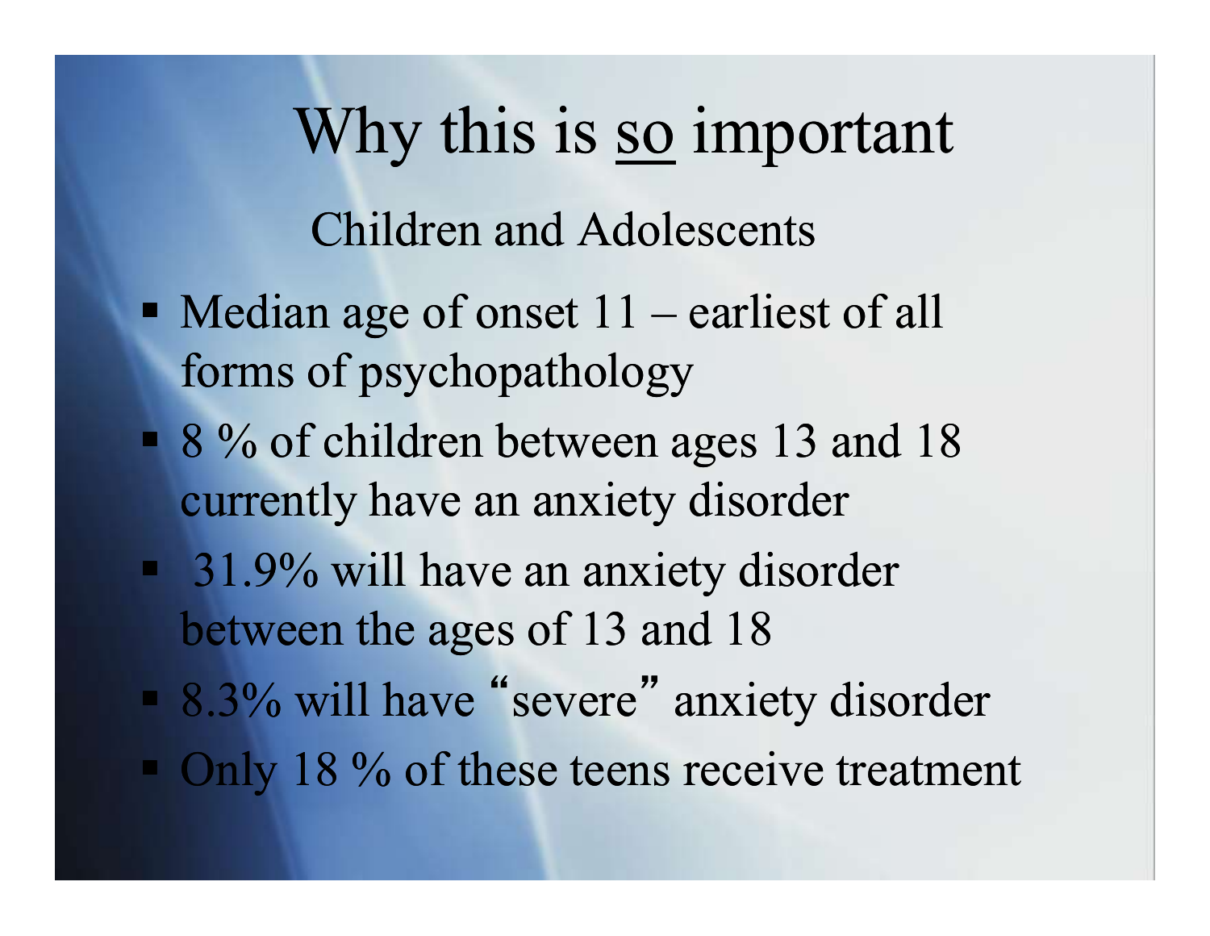# Why this is <u>so</u> important

## Children and Adolescents

- Median age of onset 11 – earliest of all forms of psychopathology
- 8 % of children between ages 13 and 18 currently have an anxiety disorder
- 31.9% will have an anxiety disorder between the ages of 13 and 18
- 8.3% will have "severe" anxiety disorder
- Only 18 % of these teens receive treatment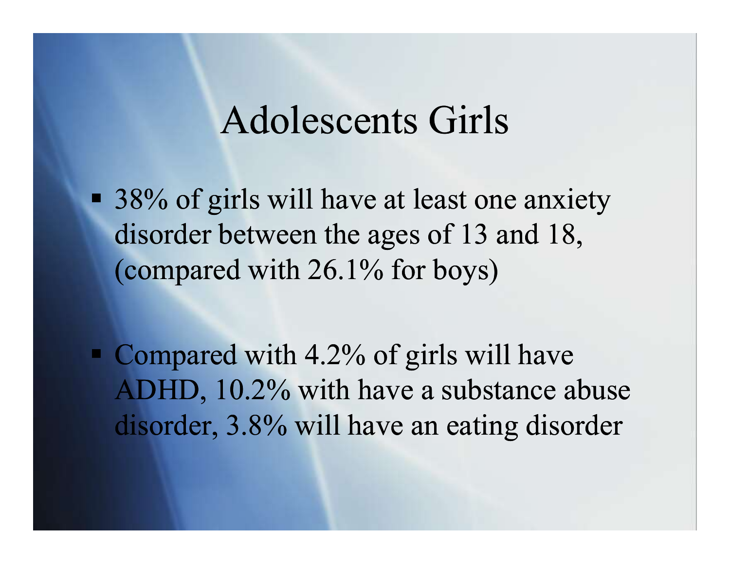# Adolescents Girls

- 38% of girls will have at least one anxiety disorder between the ages of 13 and 18, (compared with 26.1% for boys)

- Compared with 4.2% of girls will have ADHD, 10.2% with have a substance abuse disorder, 3.8% will have an eating disorder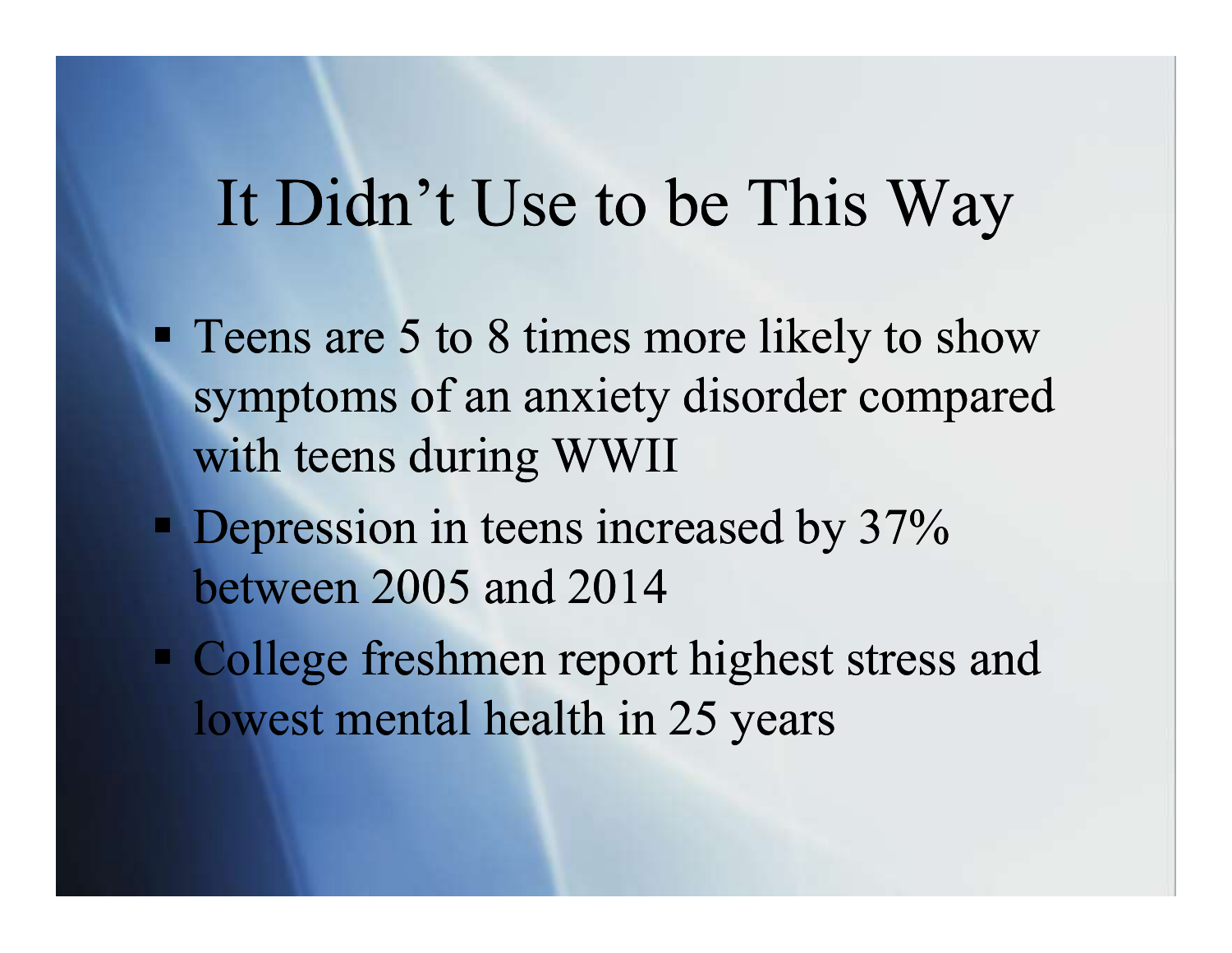# It Didn't Use to be This Way

- Teens are 5 to 8 times more likely to show symptoms of an anxiety disorder compared with teens during WWII
- Depression in teens increased by 37% between 2005 and 2014
- College freshmen report highest stress and lowest mental health in 25 years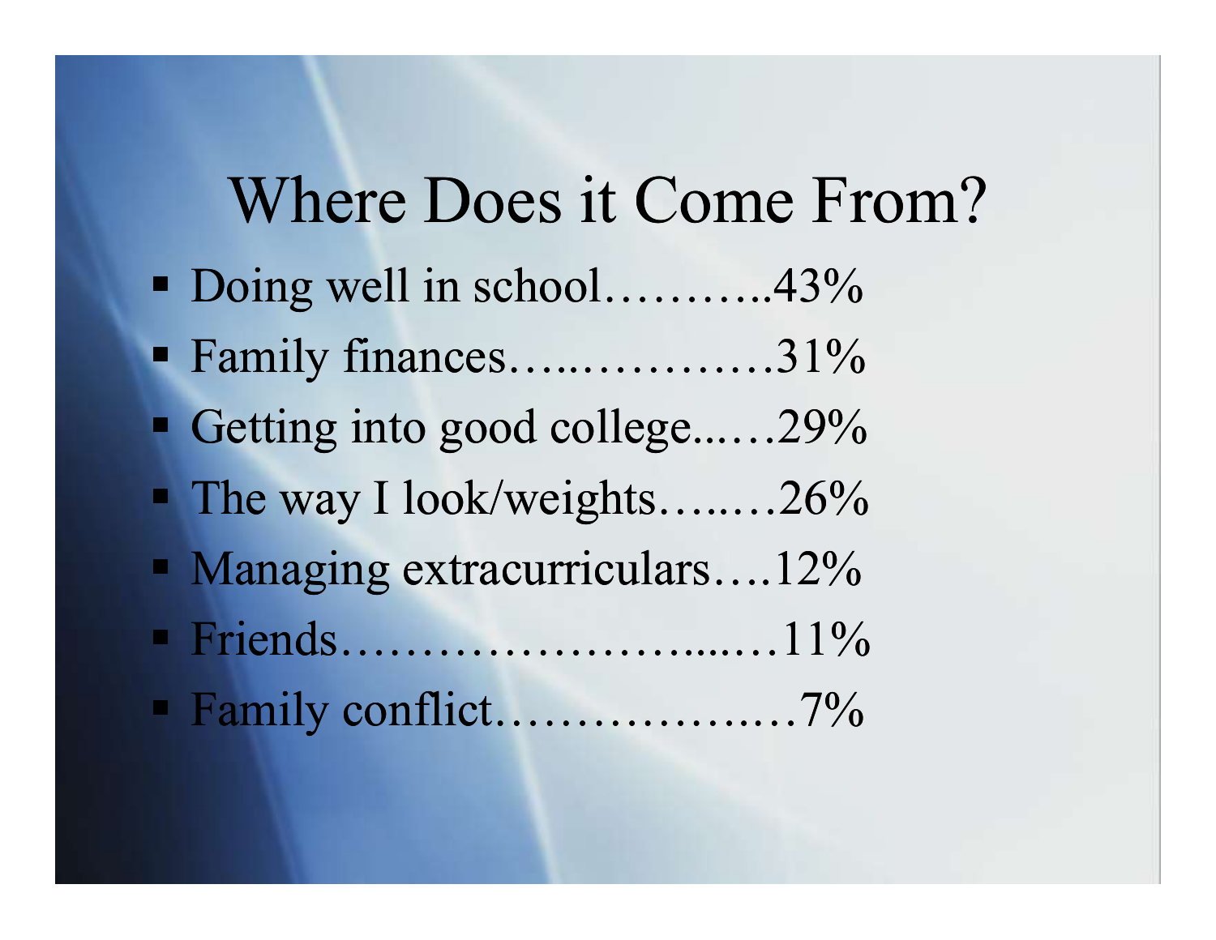# Where Does it Come From?

- Doing well in school………..43%
- Family finances…..…………31%
- Getting into good college...…29%
- The way I look/weights…..…26%
- Managing extracurriculars….12%
- Friends…………………...…11%
- Family conflict………………7%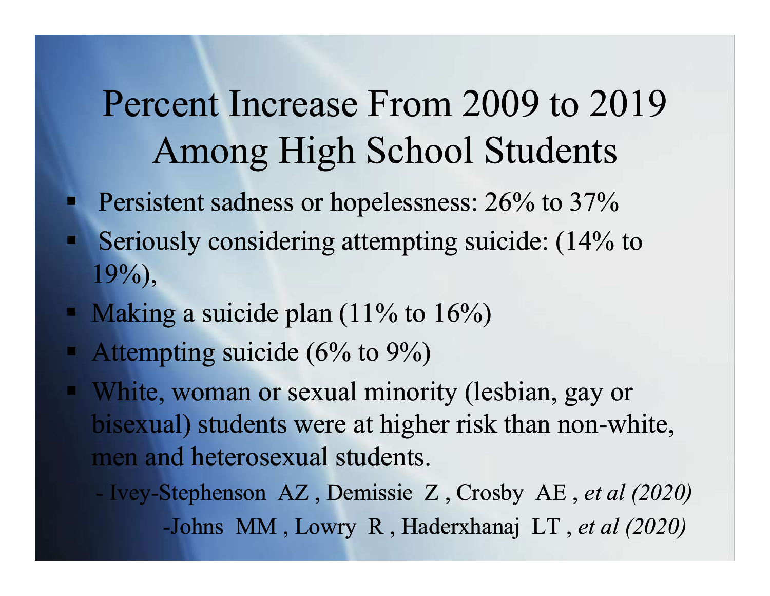# Percent Increase From 2009 to 2019 Among High School Students

- Persistent sadness or hopelessness: 26% to 37%
- Seriously considering attempting suicide: (14% to 19%),
- Making a suicide plan (11% to 16%)
- Attempting suicide (6% to 9%)
- White, woman or sexual minority (lesbian, gay or bisexual) students were at higher risk than non-white, men and heterosexual students.

- Ivey-Stephenson AZ , Demissie Z , Crosby AE , *et al (2020)*

-Johns MM , Lowry R , Haderxhanaj LT , *et al (2020)*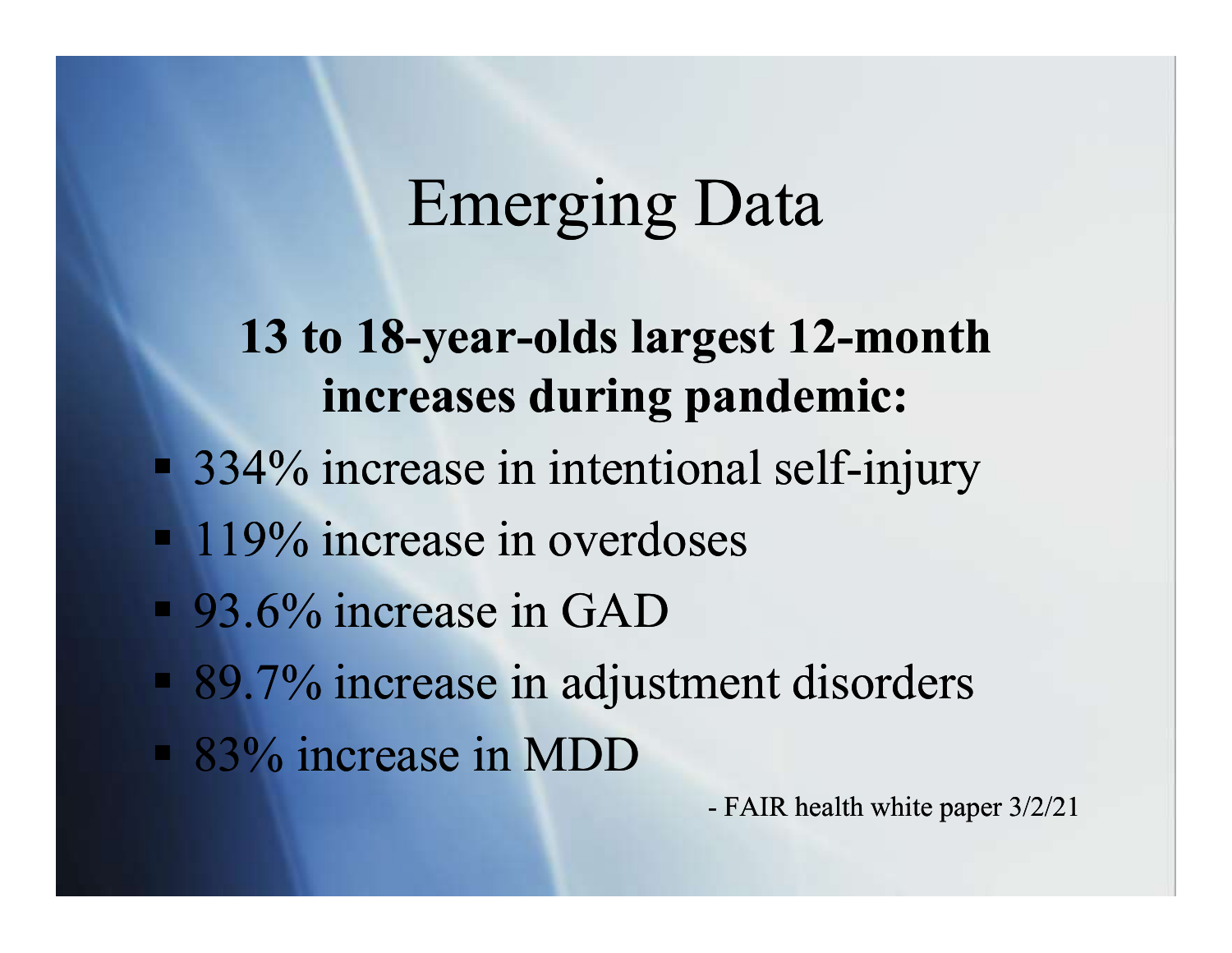# Emerging Data

**13 to 18-year-olds largest 12-month increases during pandemic:**

- 334% increase in intentional self-injury
- 119% increase in overdoses
- 93.6% increase in GAD
- 89.7% increase in adjustment disorders
- 83% increase in MDD

- FAIR health white paper 3/2/21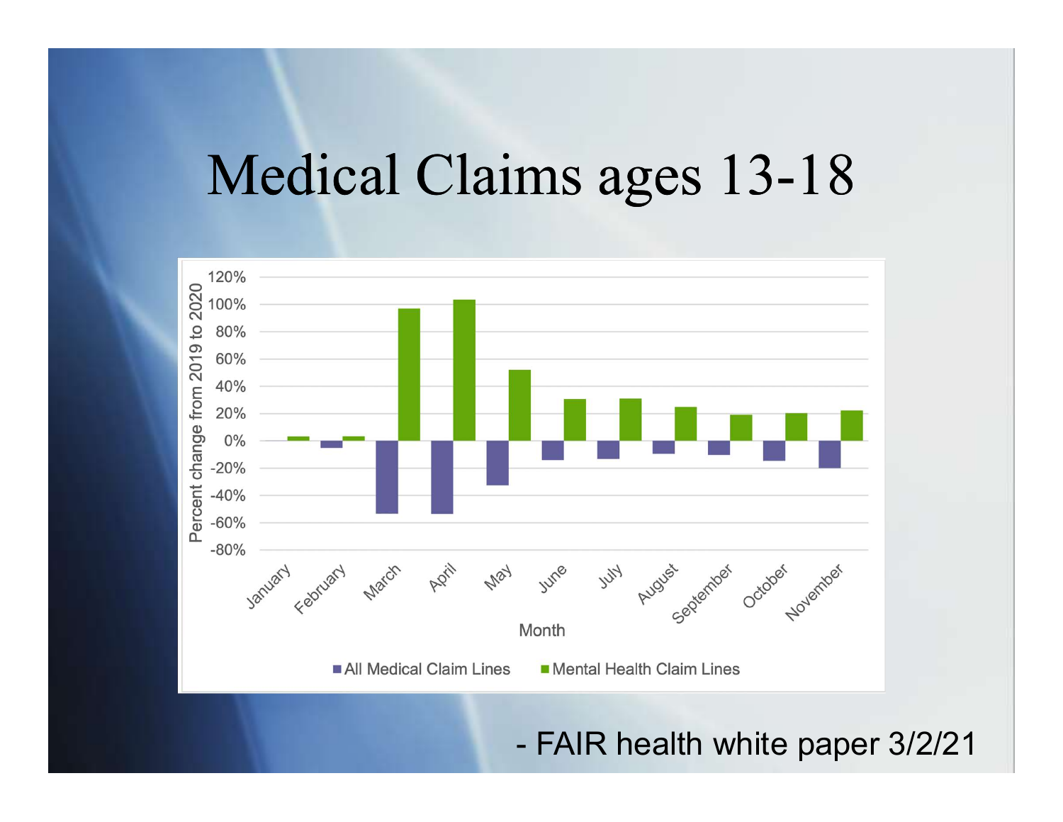# Medical Claims ages 13-18

- FAIR health white paper 3/2/21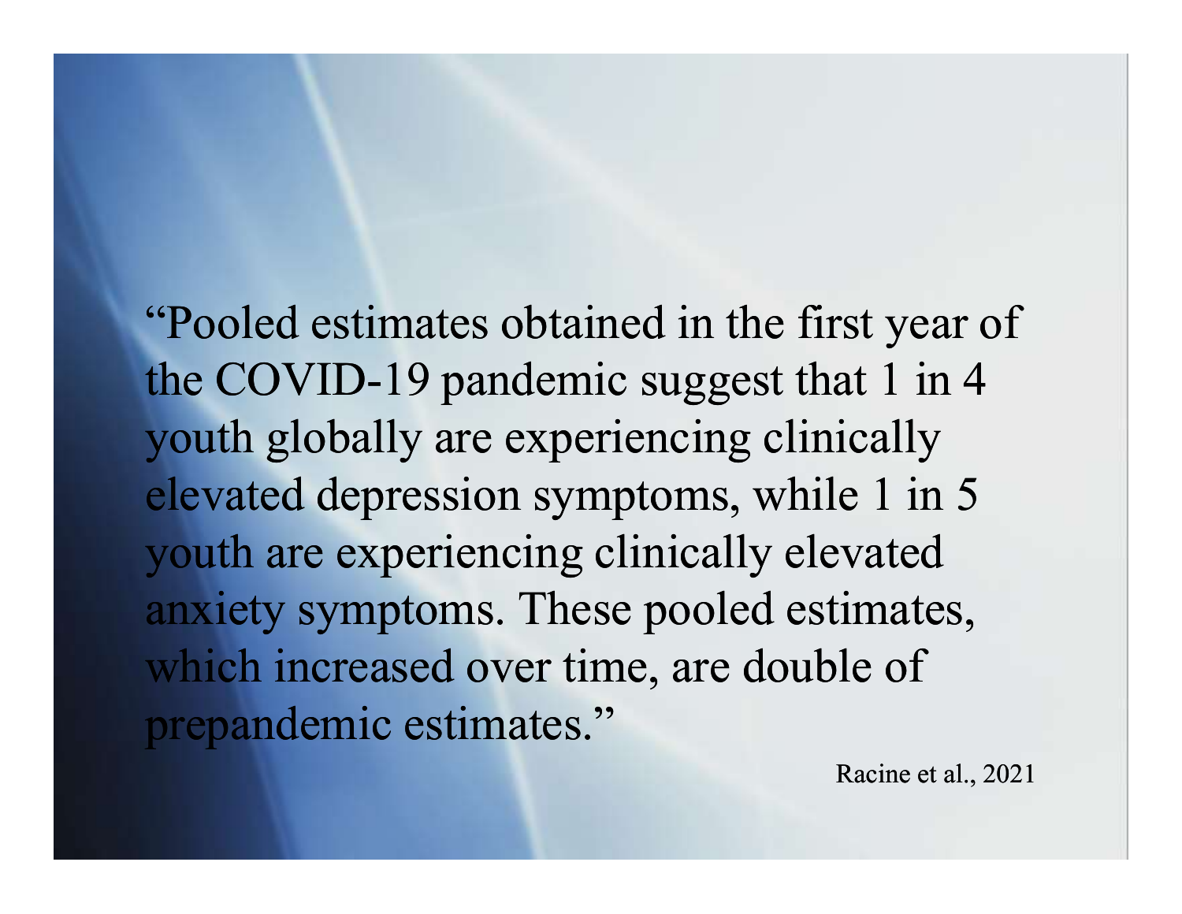"Pooled estimates obtained in the first year of the COVID-19 pandemic suggest that 1 in 4 youth globally are experiencing clinically elevated depression symptoms, while 1 in 5 youth are experiencing clinically elevated anxiety symptoms. These pooled estimates, which increased over time, are double of prepandemic estimates."

Racine et al., 2021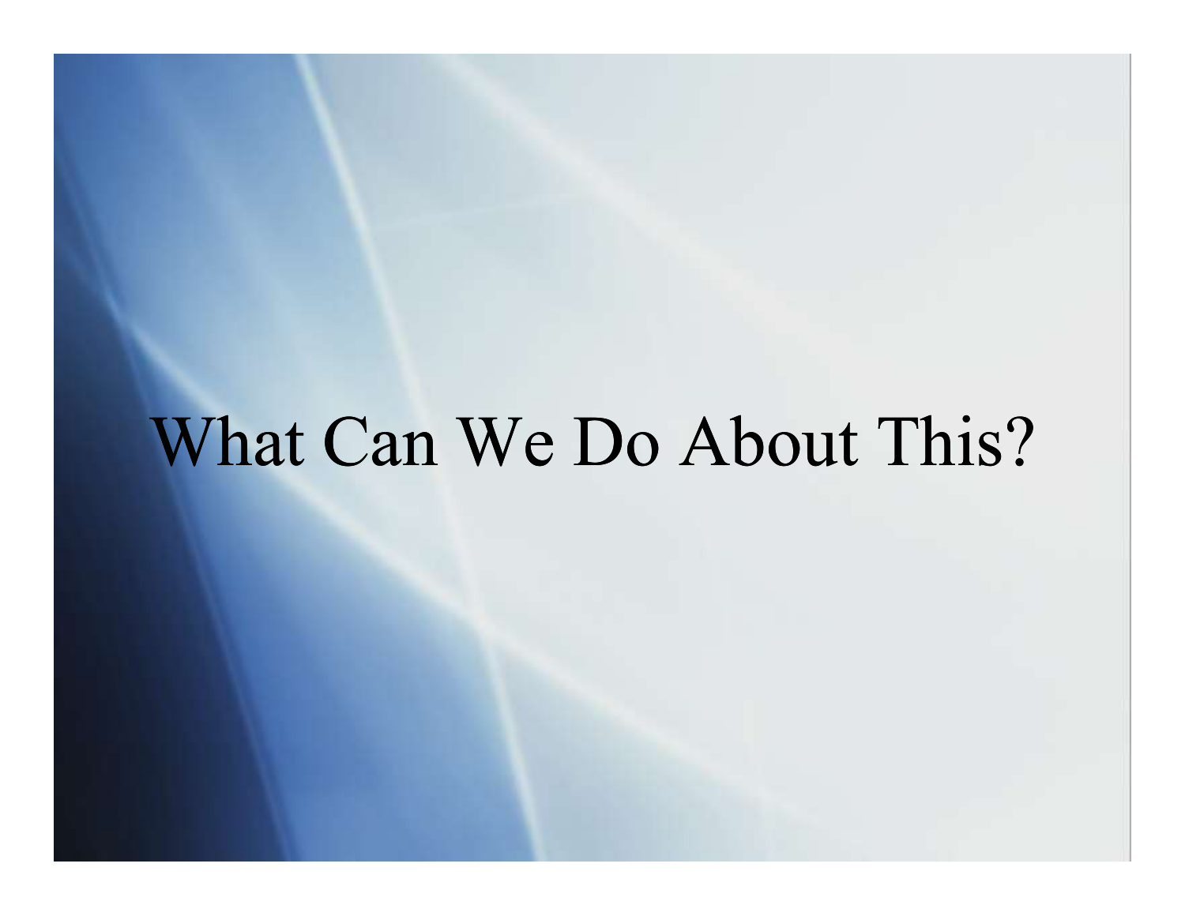# What Can We Do About This?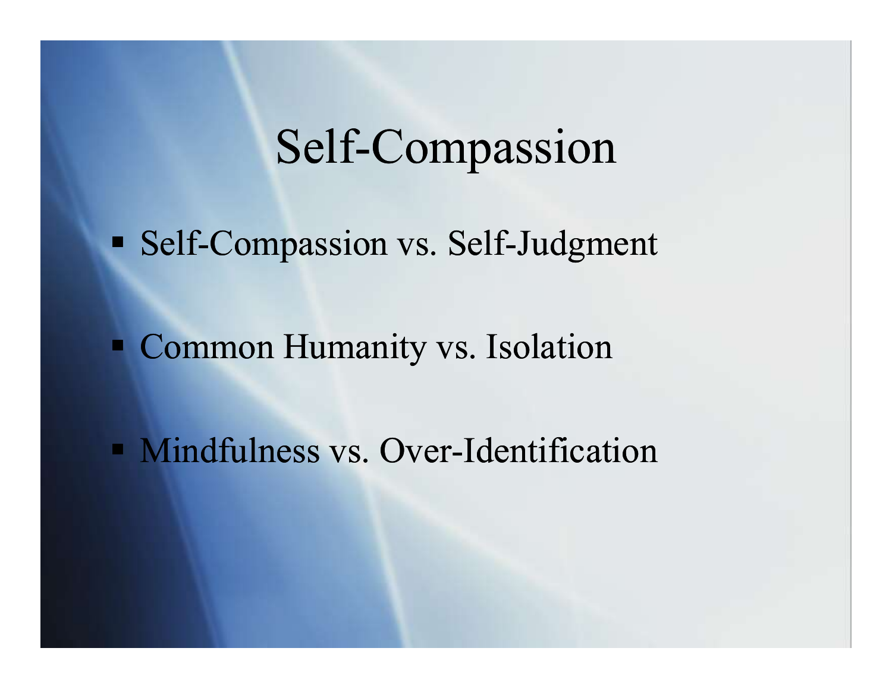# Self-Compassion

- Self-Compassion vs. Self-Judgment
- Common Humanity vs. Isolation
- Mindfulness vs. Over-Identification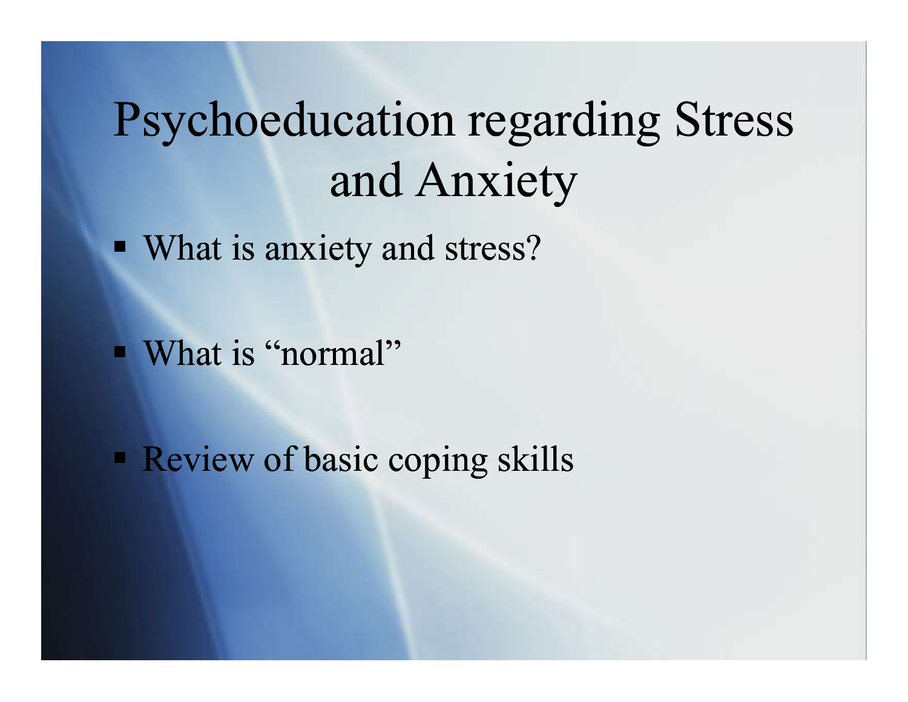# Psychoeducation regarding Stress and Anxiety

- What is anxiety and stress?
- What is "normal"
- Review of basic coping skills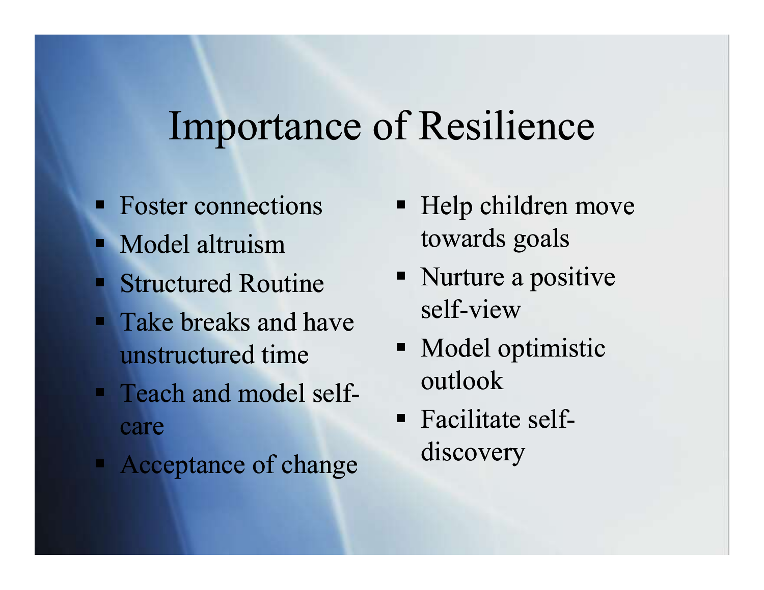# Importance of Resilience

- Foster connections
- Model altruism
- Structured Routine
- Take breaks and have unstructured time
- Teach and model self-care
- Acceptance of change
- Help children move towards goals
- Nurture a positive self-view
- Model optimistic outlook
- Facilitate self-discovery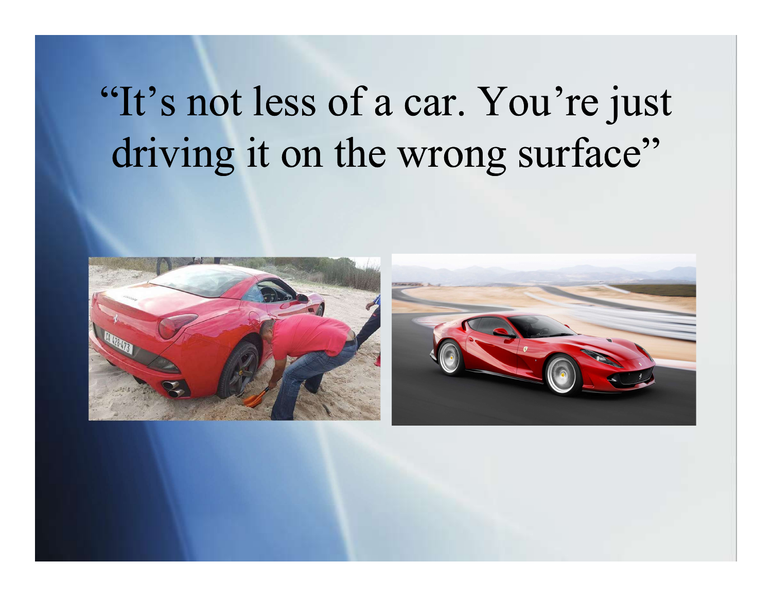# “It’s not less of a car. You’re just driving it on the wrong surface”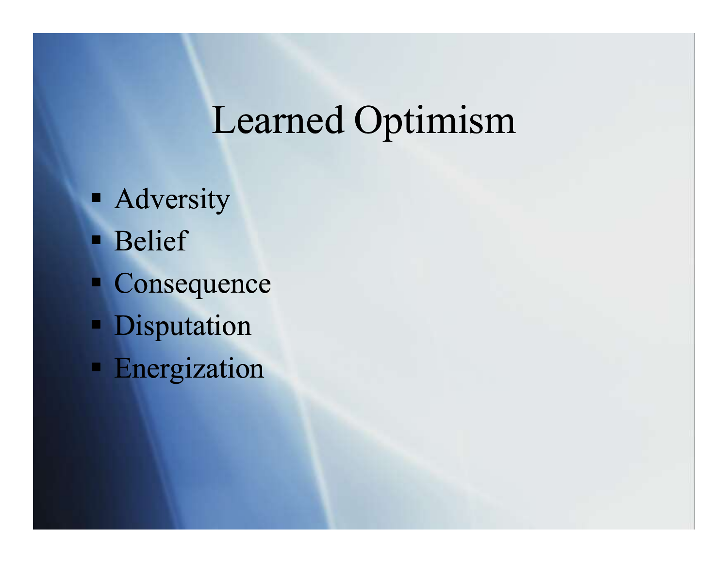# Learned Optimism

- Adversity
- Belief
- Consequence
- Disputation
- Energization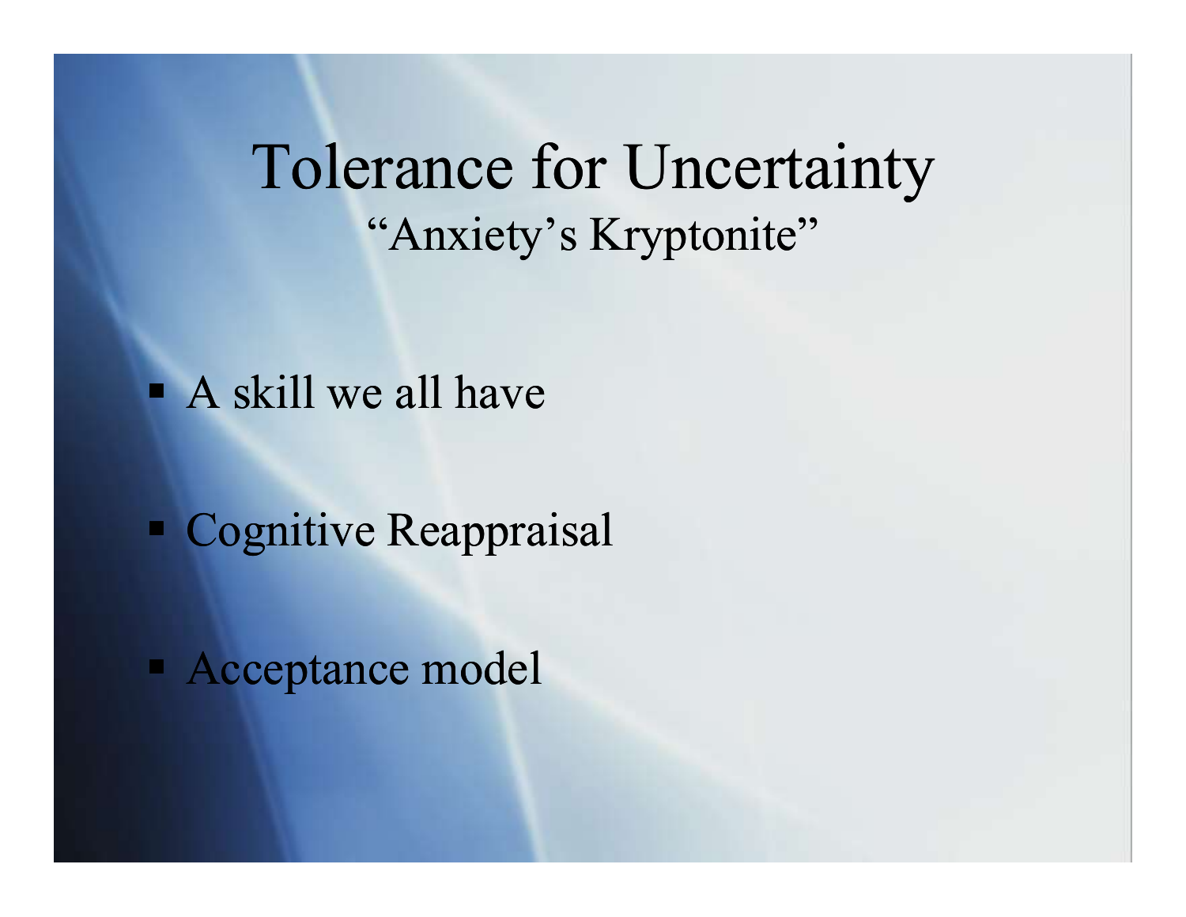# Tolerance for Uncertainty

“Anxiety’s Kryptonite”

- A skill we all have
- Cognitive Reappraisal
- Acceptance model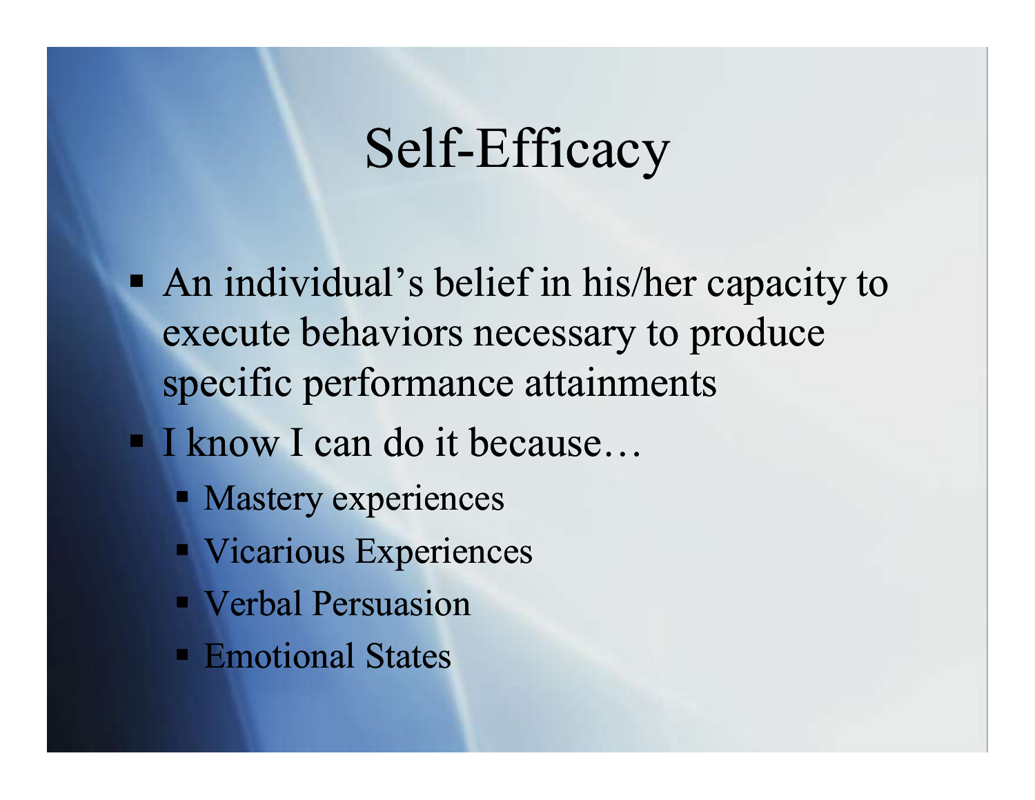# Self-Efficacy

- An individual's belief in his/her capacity to execute behaviors necessary to produce specific performance attainments
- I know I can do it because…
  - Mastery experiences
  - Vicarious Experiences
  - Verbal Persuasion
  - Emotional States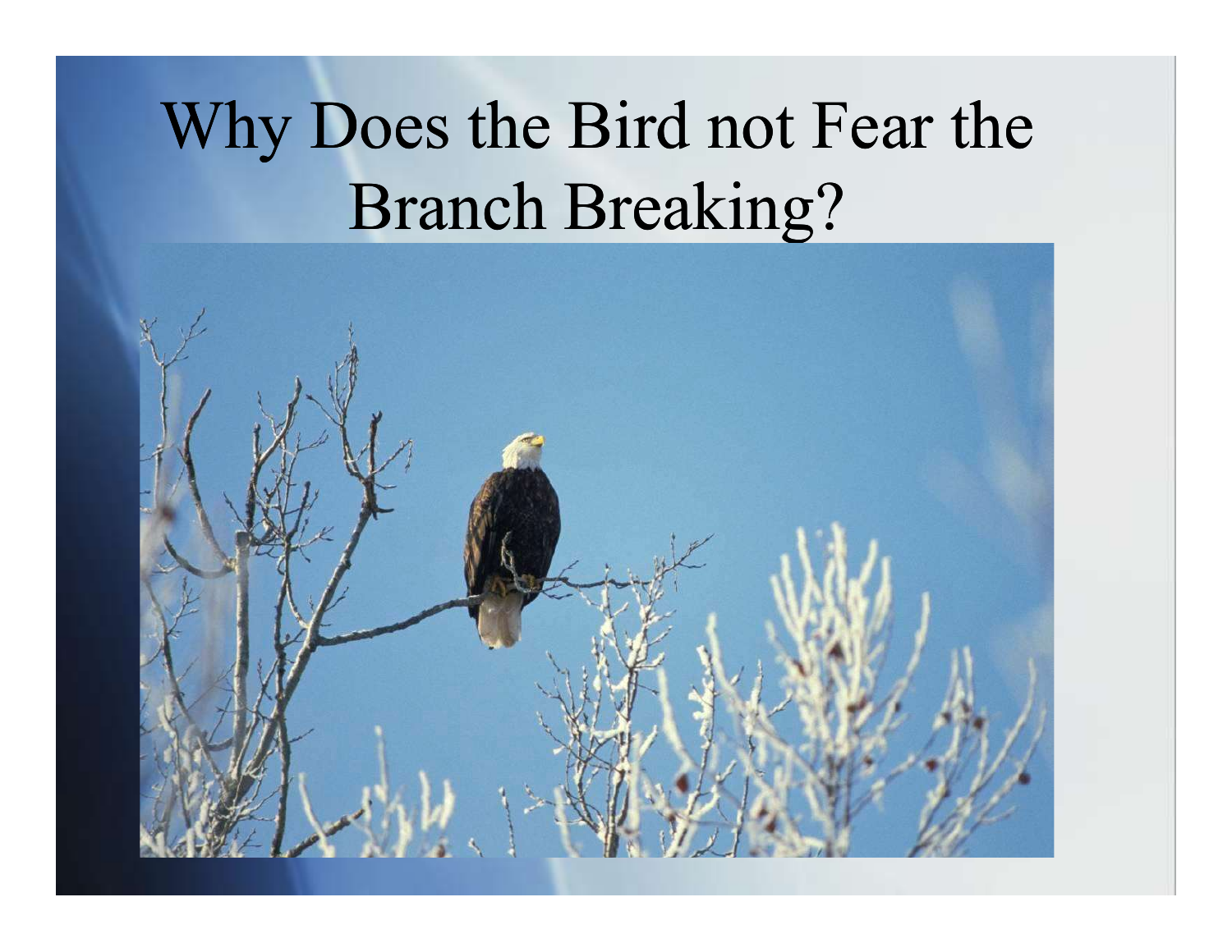# Why Does the Bird not Fear the Branch Breaking?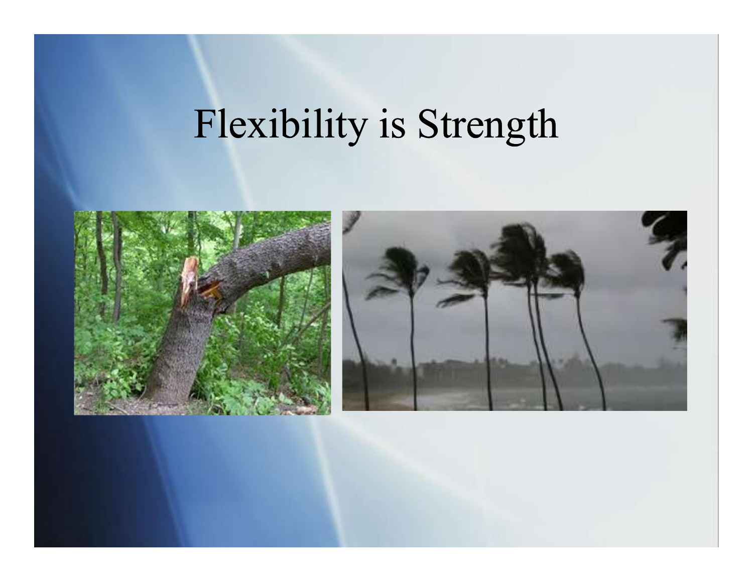# Flexibility is Strength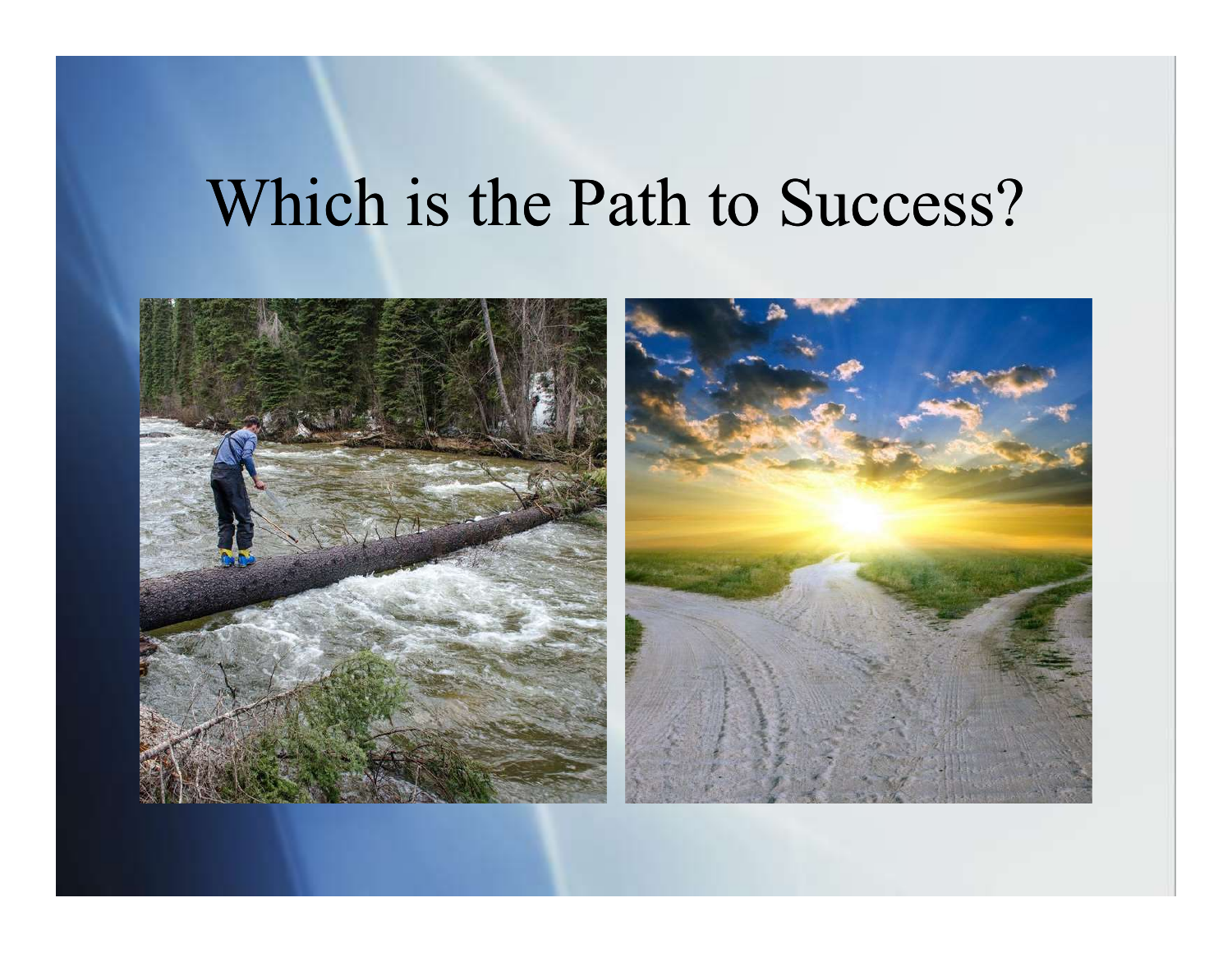# Which is the Path to Success?